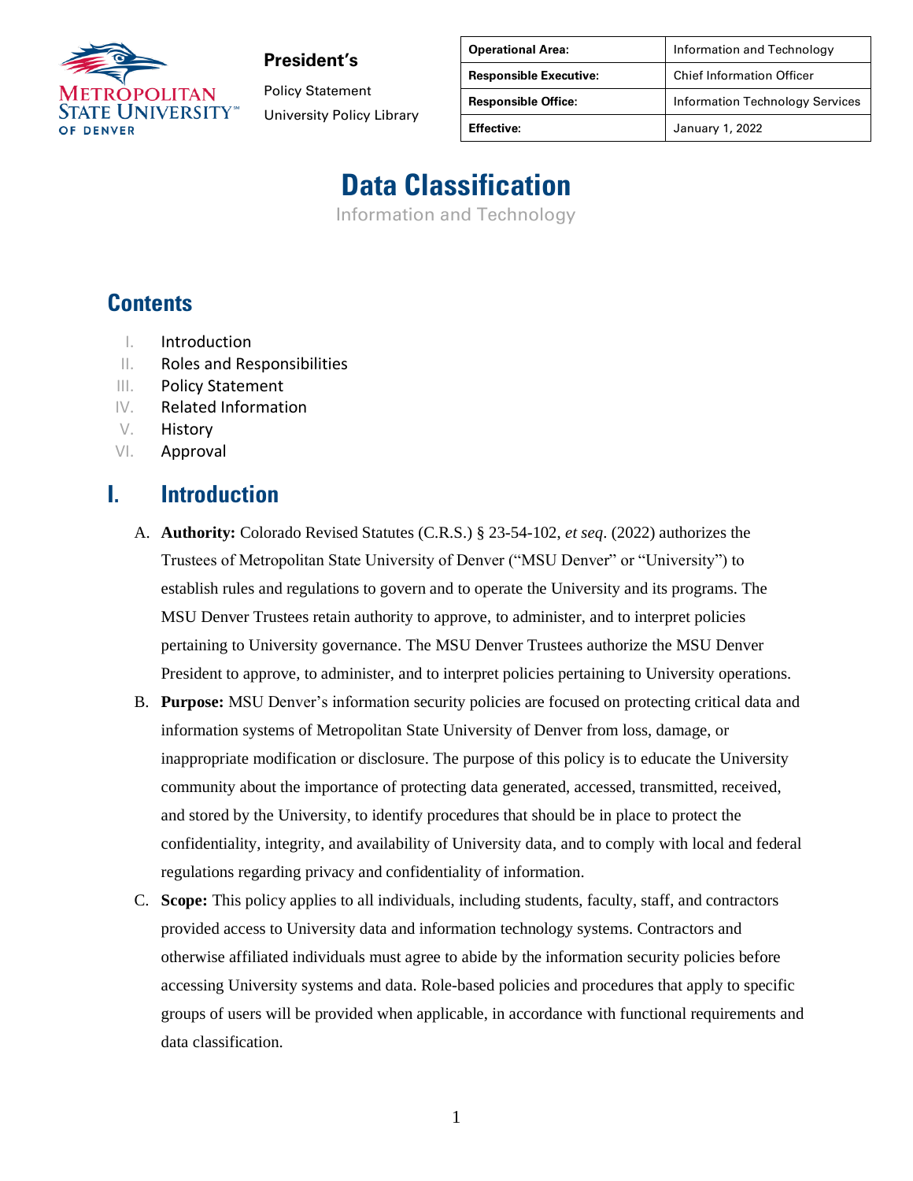**President's**

Policy Statement

University Policy Library

| Operational Area: | Information and Technology |
| --- | --- |
| Responsible Executive: | Chief Information Officer |
| Responsible Office: | Information Technology Services |
| Effective: | January 1, 2022 |

# Data Classification

Information and Technology

## Contents

I. Introduction
II. Roles and Responsibilities
III. Policy Statement
IV. Related Information
V. History
VI. Approval

## I. Introduction

A. **Authority:** Colorado Revised Statutes (C.R.S.) § 23-54-102, *et seq*. (2022) authorizes the Trustees of Metropolitan State University of Denver ("MSU Denver" or "University") to establish rules and regulations to govern and to operate the University and its programs. The MSU Denver Trustees retain authority to approve, to administer, and to interpret policies pertaining to University governance. The MSU Denver Trustees authorize the MSU Denver President to approve, to administer, and to interpret policies pertaining to University operations.

B. **Purpose:** MSU Denver's information security policies are focused on protecting critical data and information systems of Metropolitan State University of Denver from loss, damage, or inappropriate modification or disclosure. The purpose of this policy is to educate the University community about the importance of protecting data generated, accessed, transmitted, received, and stored by the University, to identify procedures that should be in place to protect the confidentiality, integrity, and availability of University data, and to comply with local and federal regulations regarding privacy and confidentiality of information.

C. **Scope:** This policy applies to all individuals, including students, faculty, staff, and contractors provided access to University data and information technology systems. Contractors and otherwise affiliated individuals must agree to abide by the information security policies before accessing University systems and data. Role-based policies and procedures that apply to specific groups of users will be provided when applicable, in accordance with functional requirements and data classification.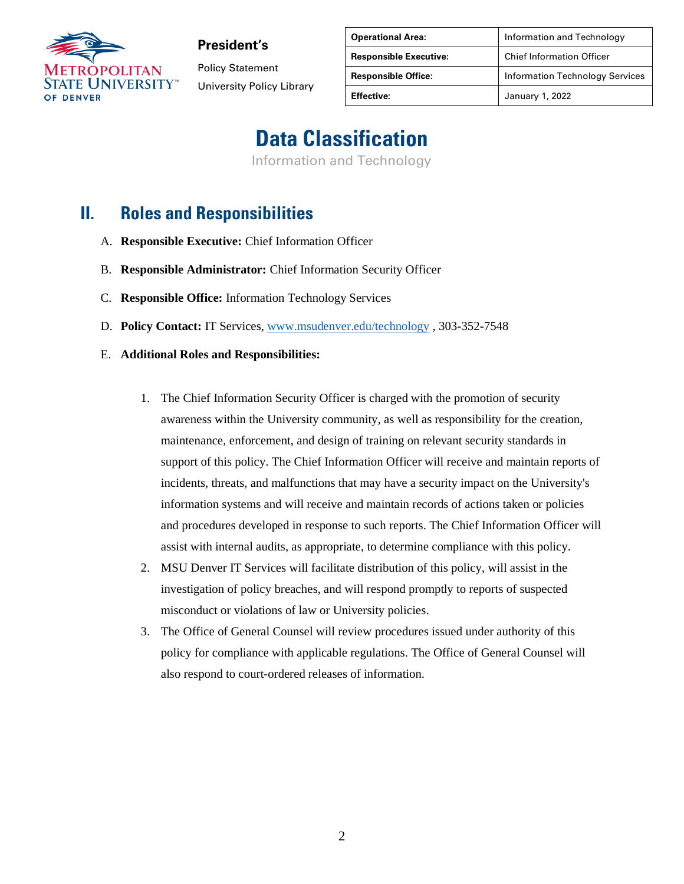## II. Roles and Responsibilities

A. **Responsible Executive:** Chief Information Officer

B. **Responsible Administrator:** Chief Information Security Officer

C. **Responsible Office:** Information Technology Services

D. **Policy Contact:** IT Services, www.msudenver.edu/technology , 303-352-7548

E. **Additional Roles and Responsibilities:**

1. The Chief Information Security Officer is charged with the promotion of security awareness within the University community, as well as responsibility for the creation, maintenance, enforcement, and design of training on relevant security standards in support of this policy. The Chief Information Officer will receive and maintain reports of incidents, threats, and malfunctions that may have a security impact on the University's information systems and will receive and maintain records of actions taken or policies and procedures developed in response to such reports. The Chief Information Officer will assist with internal audits, as appropriate, to determine compliance with this policy.
2. MSU Denver IT Services will facilitate distribution of this policy, will assist in the investigation of policy breaches, and will respond promptly to reports of suspected misconduct or violations of law or University policies.
3. The Office of General Counsel will review procedures issued under authority of this policy for compliance with applicable regulations. The Office of General Counsel will also respond to court-ordered releases of information.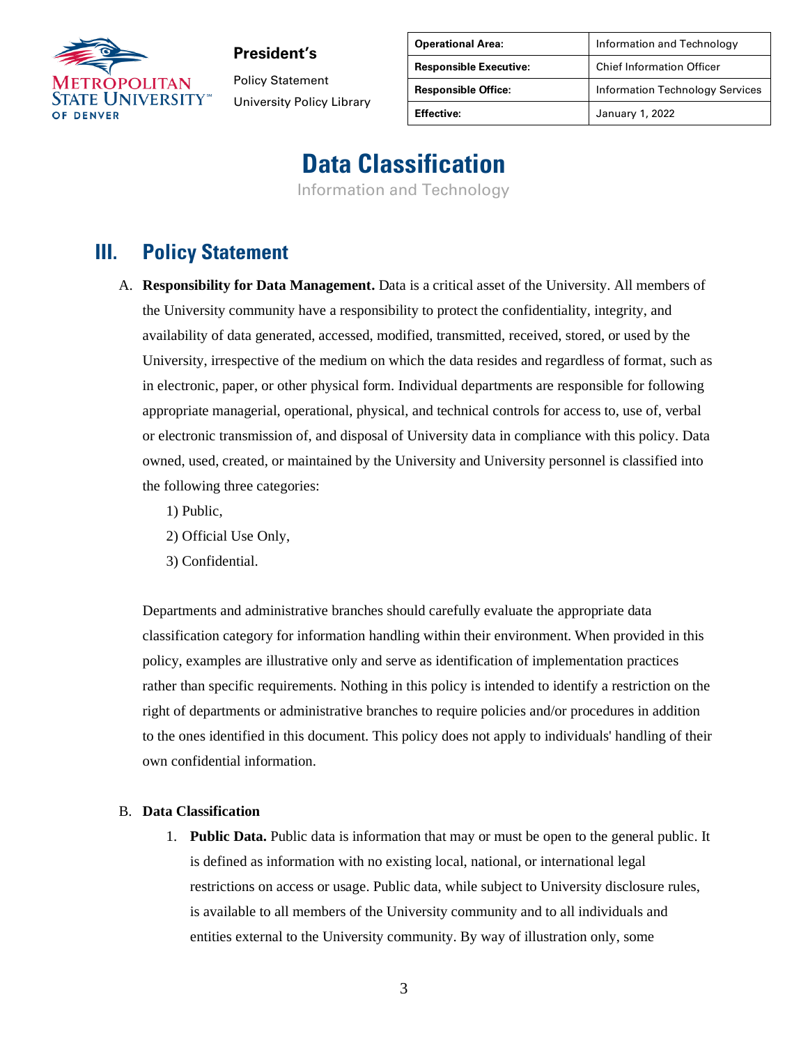# Data Classification

Information and Technology

## III. Policy Statement

A. **Responsibility for Data Management.** Data is a critical asset of the University. All members of the University community have a responsibility to protect the confidentiality, integrity, and availability of data generated, accessed, modified, transmitted, received, stored, or used by the University, irrespective of the medium on which the data resides and regardless of format, such as in electronic, paper, or other physical form. Individual departments are responsible for following appropriate managerial, operational, physical, and technical controls for access to, use of, verbal or electronic transmission of, and disposal of University data in compliance with this policy. Data owned, used, created, or maintained by the University and University personnel is classified into the following three categories:

1) Public,
2) Official Use Only,
3) Confidential.

Departments and administrative branches should carefully evaluate the appropriate data classification category for information handling within their environment. When provided in this policy, examples are illustrative only and serve as identification of implementation practices rather than specific requirements. Nothing in this policy is intended to identify a restriction on the right of departments or administrative branches to require policies and/or procedures in addition to the ones identified in this document. This policy does not apply to individuals' handling of their own confidential information.

B. **Data Classification**

1. **Public Data.** Public data is information that may or must be open to the general public. It is defined as information with no existing local, national, or international legal restrictions on access or usage. Public data, while subject to University disclosure rules, is available to all members of the University community and to all individuals and entities external to the University community. By way of illustration only, some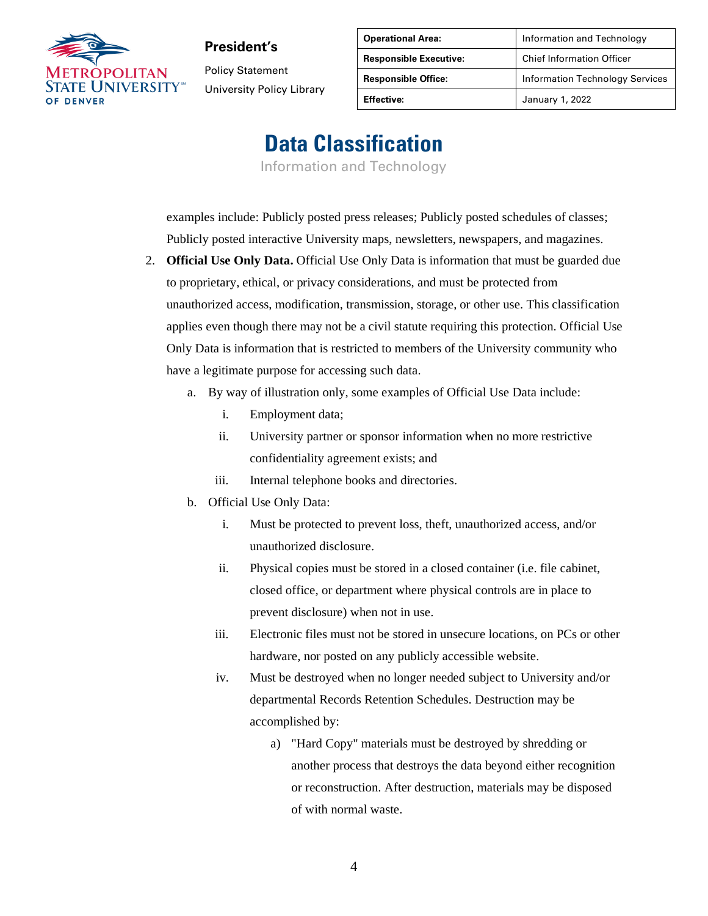examples include: Publicly posted press releases; Publicly posted schedules of classes; Publicly posted interactive University maps, newsletters, newspapers, and magazines.

2. **Official Use Only Data.** Official Use Only Data is information that must be guarded due to proprietary, ethical, or privacy considerations, and must be protected from unauthorized access, modification, transmission, storage, or other use. This classification applies even though there may not be a civil statute requiring this protection. Official Use Only Data is information that is restricted to members of the University community who have a legitimate purpose for accessing such data.
   a. By way of illustration only, some examples of Official Use Data include:
      i. Employment data;
      ii. University partner or sponsor information when no more restrictive confidentiality agreement exists; and
      iii. Internal telephone books and directories.
   b. Official Use Only Data:
      i. Must be protected to prevent loss, theft, unauthorized access, and/or unauthorized disclosure.
      ii. Physical copies must be stored in a closed container (i.e. file cabinet, closed office, or department where physical controls are in place to prevent disclosure) when not in use.
      iii. Electronic files must not be stored in unsecure locations, on PCs or other hardware, nor posted on any publicly accessible website.
      iv. Must be destroyed when no longer needed subject to University and/or departmental Records Retention Schedules. Destruction may be accomplished by:
         a) "Hard Copy" materials must be destroyed by shredding or another process that destroys the data beyond either recognition or reconstruction. After destruction, materials may be disposed of with normal waste.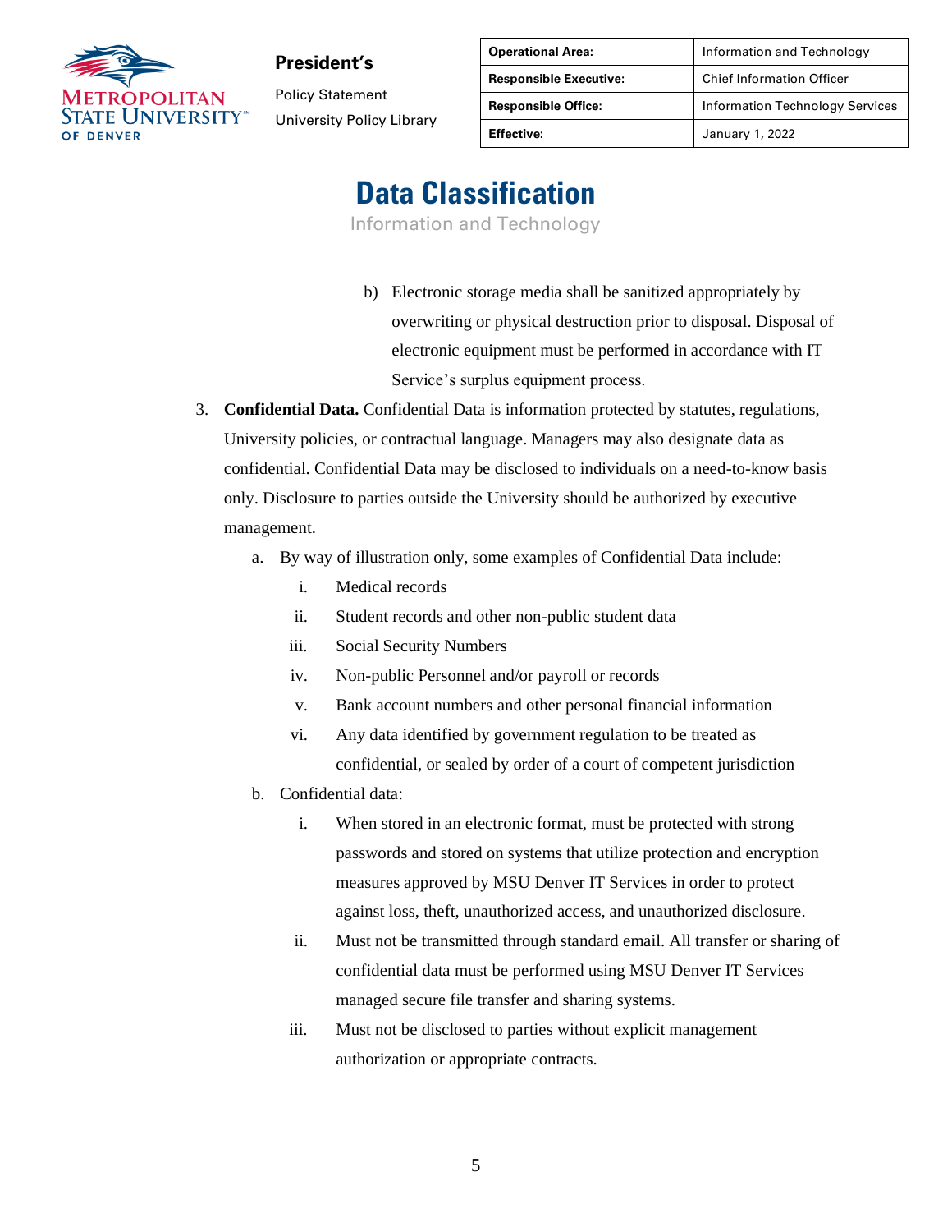b) Electronic storage media shall be sanitized appropriately by overwriting or physical destruction prior to disposal. Disposal of electronic equipment must be performed in accordance with IT Service's surplus equipment process.

3. **Confidential Data.** Confidential Data is information protected by statutes, regulations, University policies, or contractual language. Managers may also designate data as confidential. Confidential Data may be disclosed to individuals on a need-to-know basis only. Disclosure to parties outside the University should be authorized by executive management.
    a. By way of illustration only, some examples of Confidential Data include:
        i. Medical records
        ii. Student records and other non-public student data
        iii. Social Security Numbers
        iv. Non-public Personnel and/or payroll or records
        v. Bank account numbers and other personal financial information
        vi. Any data identified by government regulation to be treated as confidential, or sealed by order of a court of competent jurisdiction
    b. Confidential data:
        i. When stored in an electronic format, must be protected with strong passwords and stored on systems that utilize protection and encryption measures approved by MSU Denver IT Services in order to protect against loss, theft, unauthorized access, and unauthorized disclosure.
        ii. Must not be transmitted through standard email. All transfer or sharing of confidential data must be performed using MSU Denver IT Services managed secure file transfer and sharing systems.
        iii. Must not be disclosed to parties without explicit management authorization or appropriate contracts.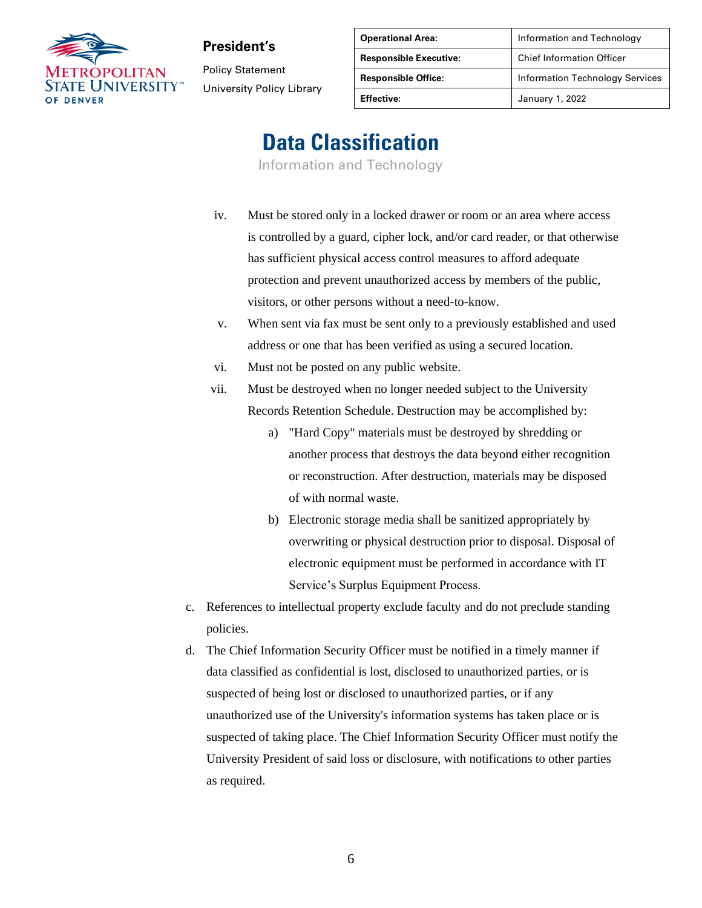iv. Must be stored only in a locked drawer or room or an area where access is controlled by a guard, cipher lock, and/or card reader, or that otherwise has sufficient physical access control measures to afford adequate protection and prevent unauthorized access by members of the public, visitors, or other persons without a need-to-know.

v. When sent via fax must be sent only to a previously established and used address or one that has been verified as using a secured location.

vi. Must not be posted on any public website.

vii. Must be destroyed when no longer needed subject to the University Records Retention Schedule. Destruction may be accomplished by:

   a) "Hard Copy" materials must be destroyed by shredding or another process that destroys the data beyond either recognition or reconstruction. After destruction, materials may be disposed of with normal waste.

   b) Electronic storage media shall be sanitized appropriately by overwriting or physical destruction prior to disposal. Disposal of electronic equipment must be performed in accordance with IT Service's Surplus Equipment Process.

c. References to intellectual property exclude faculty and do not preclude standing policies.

d. The Chief Information Security Officer must be notified in a timely manner if data classified as confidential is lost, disclosed to unauthorized parties, or is suspected of being lost or disclosed to unauthorized parties, or if any unauthorized use of the University's information systems has taken place or is suspected of taking place. The Chief Information Security Officer must notify the University President of said loss or disclosure, with notifications to other parties as required.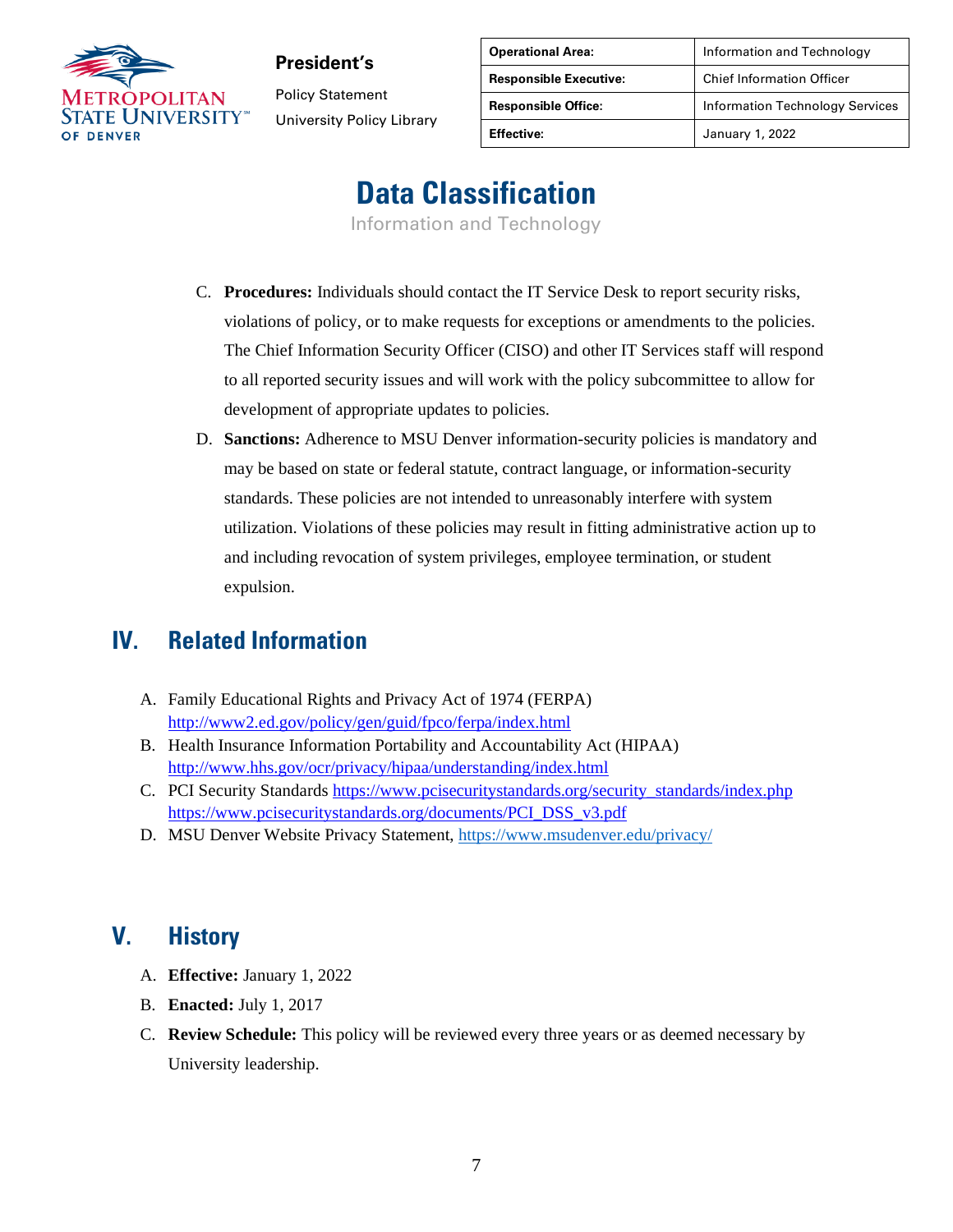C. **Procedures:** Individuals should contact the IT Service Desk to report security risks, violations of policy, or to make requests for exceptions or amendments to the policies. The Chief Information Security Officer (CISO) and other IT Services staff will respond to all reported security issues and will work with the policy subcommittee to allow for development of appropriate updates to policies.

D. **Sanctions:** Adherence to MSU Denver information-security policies is mandatory and may be based on state or federal statute, contract language, or information-security standards. These policies are not intended to unreasonably interfere with system utilization. Violations of these policies may result in fitting administrative action up to and including revocation of system privileges, employee termination, or student expulsion.

## IV. Related Information

A. Family Educational Rights and Privacy Act of 1974 (FERPA) http://www2.ed.gov/policy/gen/guid/fpco/ferpa/index.html

B. Health Insurance Information Portability and Accountability Act (HIPAA) http://www.hhs.gov/ocr/privacy/hipaa/understanding/index.html

C. PCI Security Standards https://www.pcisecuritystandards.org/security_standards/index.php https://www.pcisecuritystandards.org/documents/PCI_DSS_v3.pdf

D. MSU Denver Website Privacy Statement, https://www.msudenver.edu/privacy/

## V. History

A. **Effective:** January 1, 2022

B. **Enacted:** July 1, 2017

C. **Review Schedule:** This policy will be reviewed every three years or as deemed necessary by University leadership.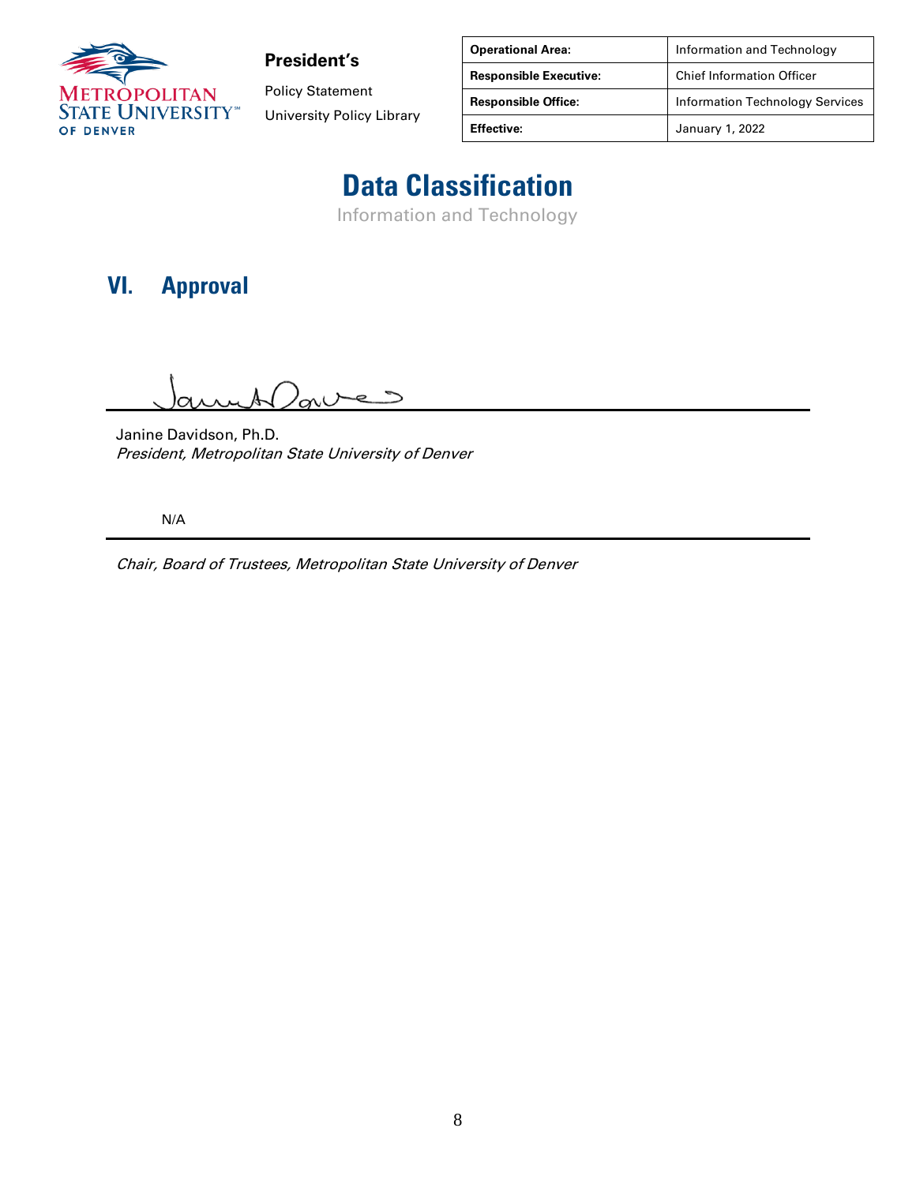**President's**

Policy Statement

University Policy Library

| | |
|---|---|
| **Operational Area:** | Information and Technology |
| **Responsible Executive:** | Chief Information Officer |
| **Responsible Office:** | Information Technology Services |
| **Effective:** | January 1, 2022 |

# Data Classification

Information and Technology

## VI. Approval

Janine Davidson, Ph.D.
*President, Metropolitan State University of Denver*

N/A

*Chair, Board of Trustees, Metropolitan State University of Denver*